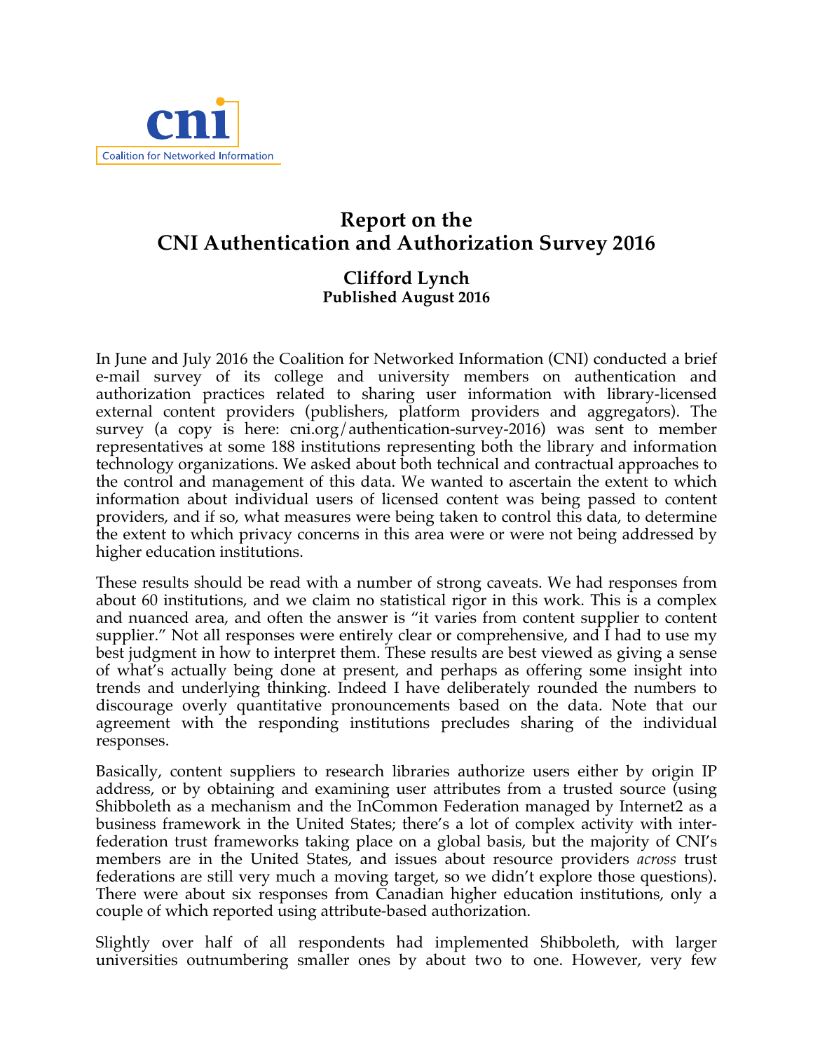cni

Coalition for Networked Information

# Report on the CNI Authentication and Authorization Survey 2016

### Clifford Lynch

**Published August 2016**

In June and July 2016 the Coalition for Networked Information (CNI) conducted a brief e-mail survey of its college and university members on authentication and authorization practices related to sharing user information with library-licensed external content providers (publishers, platform providers and aggregators). The survey (a copy is here: cni.org/authentication-survey-2016) was sent to member representatives at some 188 institutions representing both the library and information technology organizations. We asked about both technical and contractual approaches to the control and management of this data. We wanted to ascertain the extent to which information about individual users of licensed content was being passed to content providers, and if so, what measures were being taken to control this data, to determine the extent to which privacy concerns in this area were or were not being addressed by higher education institutions.

These results should be read with a number of strong caveats. We had responses from about 60 institutions, and we claim no statistical rigor in this work. This is a complex and nuanced area, and often the answer is "it varies from content supplier to content supplier." Not all responses were entirely clear or comprehensive, and I had to use my best judgment in how to interpret them. These results are best viewed as giving a sense of what's actually being done at present, and perhaps as offering some insight into trends and underlying thinking. Indeed I have deliberately rounded the numbers to discourage overly quantitative pronouncements based on the data. Note that our agreement with the responding institutions precludes sharing of the individual responses.

Basically, content suppliers to research libraries authorize users either by origin IP address, or by obtaining and examining user attributes from a trusted source (using Shibboleth as a mechanism and the InCommon Federation managed by Internet2 as a business framework in the United States; there's a lot of complex activity with inter-federation trust frameworks taking place on a global basis, but the majority of CNI's members are in the United States, and issues about resource providers *across* trust federations are still very much a moving target, so we didn't explore those questions). There were about six responses from Canadian higher education institutions, only a couple of which reported using attribute-based authorization.

Slightly over half of all respondents had implemented Shibboleth, with larger universities outnumbering smaller ones by about two to one. However, very few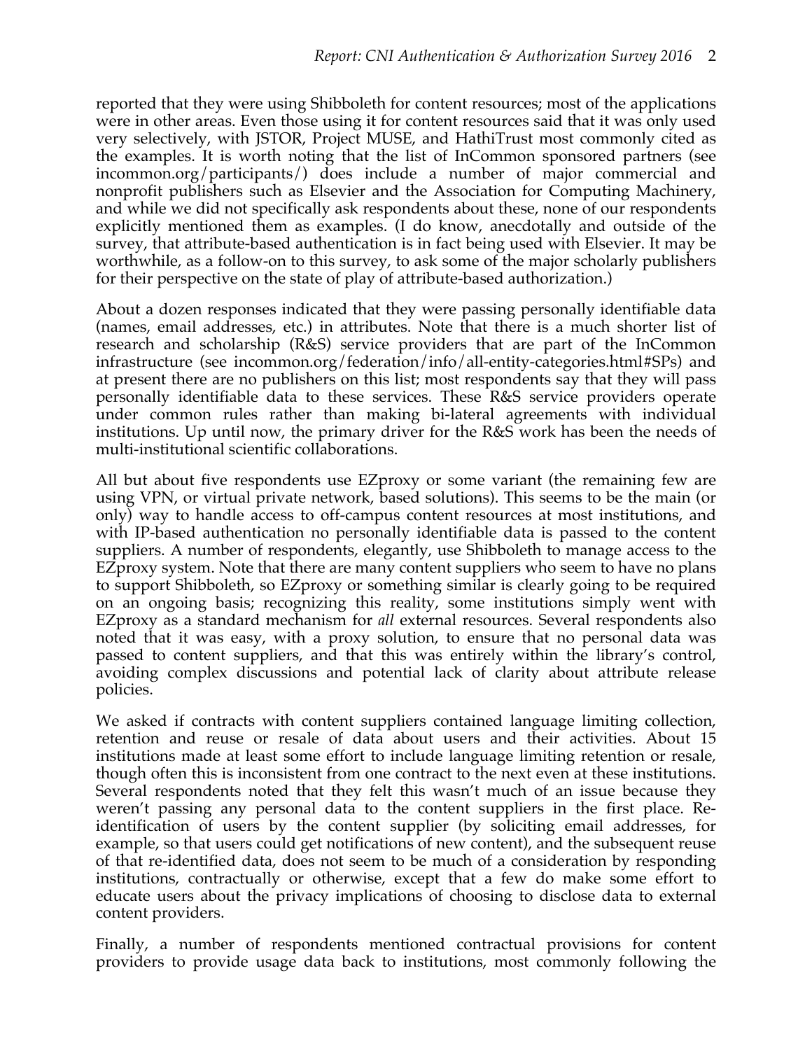reported that they were using Shibboleth for content resources; most of the applications were in other areas. Even those using it for content resources said that it was only used very selectively, with JSTOR, Project MUSE, and HathiTrust most commonly cited as the examples. It is worth noting that the list of InCommon sponsored partners (see incommon.org/participants/) does include a number of major commercial and nonprofit publishers such as Elsevier and the Association for Computing Machinery, and while we did not specifically ask respondents about these, none of our respondents explicitly mentioned them as examples. (I do know, anecdotally and outside of the survey, that attribute-based authentication is in fact being used with Elsevier. It may be worthwhile, as a follow-on to this survey, to ask some of the major scholarly publishers for their perspective on the state of play of attribute-based authorization.)

About a dozen responses indicated that they were passing personally identifiable data (names, email addresses, etc.) in attributes. Note that there is a much shorter list of research and scholarship (R&S) service providers that are part of the InCommon infrastructure (see incommon.org/federation/info/all-entity-categories.html#SPs) and at present there are no publishers on this list; most respondents say that they will pass personally identifiable data to these services. These R&S service providers operate under common rules rather than making bi-lateral agreements with individual institutions. Up until now, the primary driver for the R&S work has been the needs of multi-institutional scientific collaborations.

All but about five respondents use EZproxy or some variant (the remaining few are using VPN, or virtual private network, based solutions). This seems to be the main (or only) way to handle access to off-campus content resources at most institutions, and with IP-based authentication no personally identifiable data is passed to the content suppliers. A number of respondents, elegantly, use Shibboleth to manage access to the EZproxy system. Note that there are many content suppliers who seem to have no plans to support Shibboleth, so EZproxy or something similar is clearly going to be required on an ongoing basis; recognizing this reality, some institutions simply went with EZproxy as a standard mechanism for *all* external resources. Several respondents also noted that it was easy, with a proxy solution, to ensure that no personal data was passed to content suppliers, and that this was entirely within the library's control, avoiding complex discussions and potential lack of clarity about attribute release policies.

We asked if contracts with content suppliers contained language limiting collection, retention and reuse or resale of data about users and their activities. About 15 institutions made at least some effort to include language limiting retention or resale, though often this is inconsistent from one contract to the next even at these institutions. Several respondents noted that they felt this wasn't much of an issue because they weren't passing any personal data to the content suppliers in the first place. Re-identification of users by the content supplier (by soliciting email addresses, for example, so that users could get notifications of new content), and the subsequent reuse of that re-identified data, does not seem to be much of a consideration by responding institutions, contractually or otherwise, except that a few do make some effort to educate users about the privacy implications of choosing to disclose data to external content providers.

Finally, a number of respondents mentioned contractual provisions for content providers to provide usage data back to institutions, most commonly following the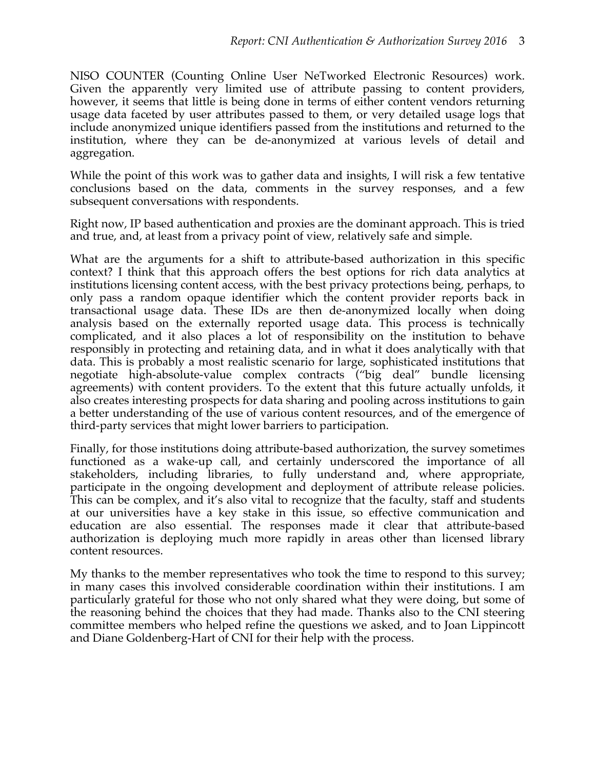NISO COUNTER (Counting Online User NeTworked Electronic Resources) work. Given the apparently very limited use of attribute passing to content providers, however, it seems that little is being done in terms of either content vendors returning usage data faceted by user attributes passed to them, or very detailed usage logs that include anonymized unique identifiers passed from the institutions and returned to the institution, where they can be de-anonymized at various levels of detail and aggregation.

While the point of this work was to gather data and insights, I will risk a few tentative conclusions based on the data, comments in the survey responses, and a few subsequent conversations with respondents.

Right now, IP based authentication and proxies are the dominant approach. This is tried and true, and, at least from a privacy point of view, relatively safe and simple.

What are the arguments for a shift to attribute-based authorization in this specific context? I think that this approach offers the best options for rich data analytics at institutions licensing content access, with the best privacy protections being, perhaps, to only pass a random opaque identifier which the content provider reports back in transactional usage data. These IDs are then de-anonymized locally when doing analysis based on the externally reported usage data. This process is technically complicated, and it also places a lot of responsibility on the institution to behave responsibly in protecting and retaining data, and in what it does analytically with that data. This is probably a most realistic scenario for large, sophisticated institutions that negotiate high-absolute-value complex contracts ("big deal" bundle licensing agreements) with content providers. To the extent that this future actually unfolds, it also creates interesting prospects for data sharing and pooling across institutions to gain a better understanding of the use of various content resources, and of the emergence of third-party services that might lower barriers to participation.

Finally, for those institutions doing attribute-based authorization, the survey sometimes functioned as a wake-up call, and certainly underscored the importance of all stakeholders, including libraries, to fully understand and, where appropriate, participate in the ongoing development and deployment of attribute release policies. This can be complex, and it's also vital to recognize that the faculty, staff and students at our universities have a key stake in this issue, so effective communication and education are also essential. The responses made it clear that attribute-based authorization is deploying much more rapidly in areas other than licensed library content resources.

My thanks to the member representatives who took the time to respond to this survey; in many cases this involved considerable coordination within their institutions. I am particularly grateful for those who not only shared what they were doing, but some of the reasoning behind the choices that they had made. Thanks also to the CNI steering committee members who helped refine the questions we asked, and to Joan Lippincott and Diane Goldenberg-Hart of CNI for their help with the process.